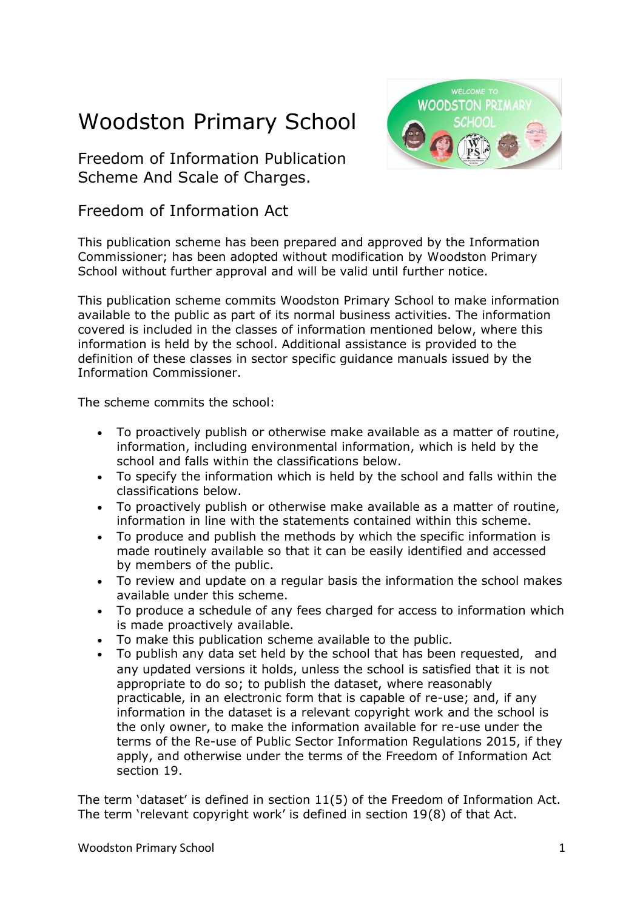# Woodston Primary School

## Freedom of Information Publication Scheme And Scale of Charges.

## Freedom of Information Act

This publication scheme has been prepared and approved by the Information Commissioner; has been adopted without modification by Woodston Primary School without further approval and will be valid until further notice.

This publication scheme commits Woodston Primary School to make information available to the public as part of its normal business activities. The information covered is included in the classes of information mentioned below, where this information is held by the school. Additional assistance is provided to the definition of these classes in sector specific guidance manuals issued by the Information Commissioner.

The scheme commits the school:

- To proactively publish or otherwise make available as a matter of routine, information, including environmental information, which is held by the school and falls within the classifications below.
- To specify the information which is held by the school and falls within the classifications below.
- To proactively publish or otherwise make available as a matter of routine, information in line with the statements contained within this scheme.
- To produce and publish the methods by which the specific information is made routinely available so that it can be easily identified and accessed by members of the public.
- To review and update on a regular basis the information the school makes available under this scheme.
- To produce a schedule of any fees charged for access to information which is made proactively available.
- To make this publication scheme available to the public.
- To publish any data set held by the school that has been requested, and any updated versions it holds, unless the school is satisfied that it is not appropriate to do so; to publish the dataset, where reasonably practicable, in an electronic form that is capable of re-use; and, if any information in the dataset is a relevant copyright work and the school is the only owner, to make the information available for re-use under the terms of the Re-use of Public Sector Information Regulations 2015, if they apply, and otherwise under the terms of the Freedom of Information Act section 19.

The term 'dataset' is defined in section 11(5) of the Freedom of Information Act. The term 'relevant copyright work' is defined in section 19(8) of that Act.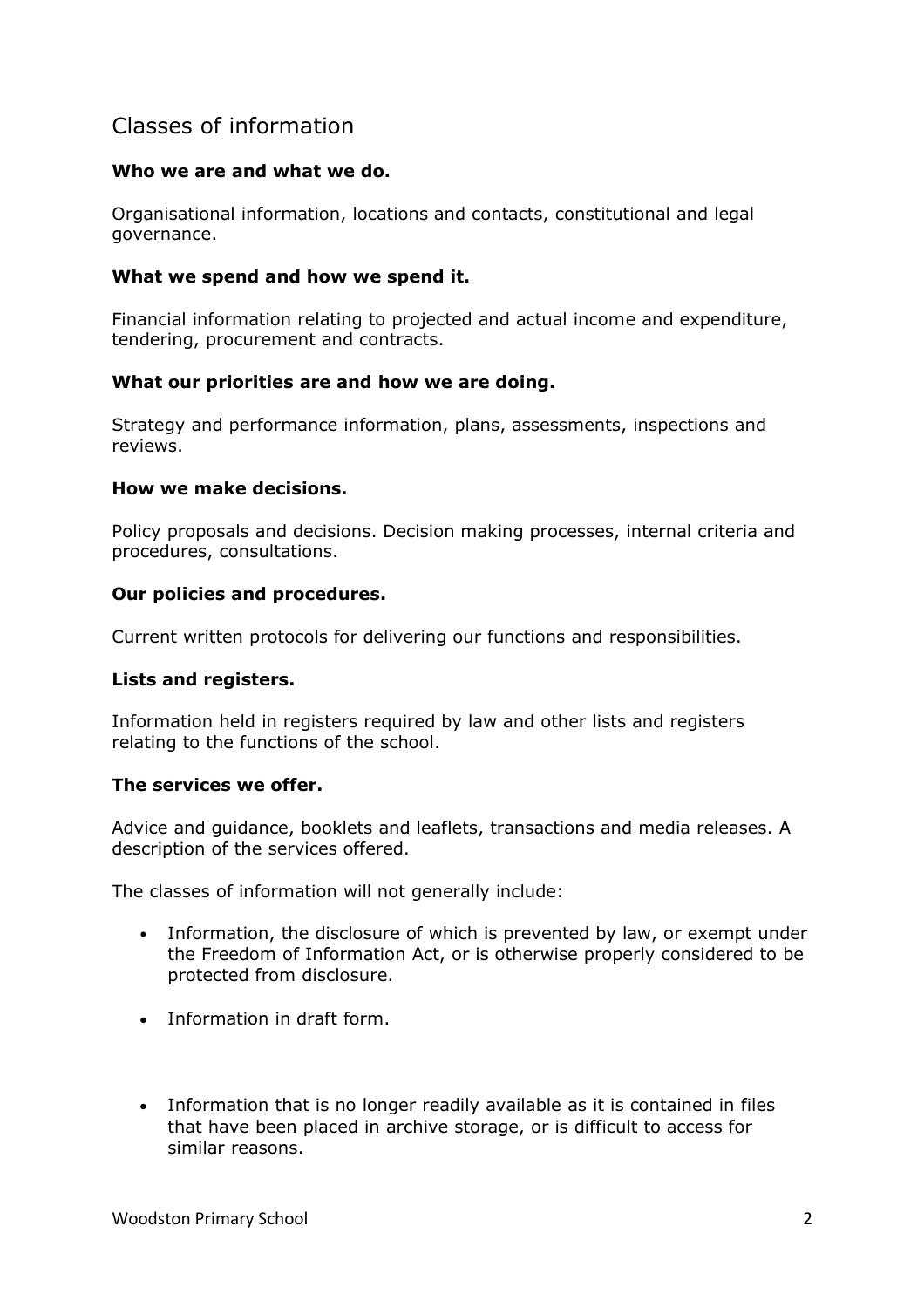## Classes of information

**Who we are and what we do.**

Organisational information, locations and contacts, constitutional and legal governance.

**What we spend and how we spend it.**

Financial information relating to projected and actual income and expenditure, tendering, procurement and contracts.

**What our priorities are and how we are doing.**

Strategy and performance information, plans, assessments, inspections and reviews.

**How we make decisions.**

Policy proposals and decisions. Decision making processes, internal criteria and procedures, consultations.

**Our policies and procedures.**

Current written protocols for delivering our functions and responsibilities.

**Lists and registers.**

Information held in registers required by law and other lists and registers relating to the functions of the school.

**The services we offer.**

Advice and guidance, booklets and leaflets, transactions and media releases. A description of the services offered.

The classes of information will not generally include:

- Information, the disclosure of which is prevented by law, or exempt under the Freedom of Information Act, or is otherwise properly considered to be protected from disclosure.
- Information in draft form.
- Information that is no longer readily available as it is contained in files that have been placed in archive storage, or is difficult to access for similar reasons.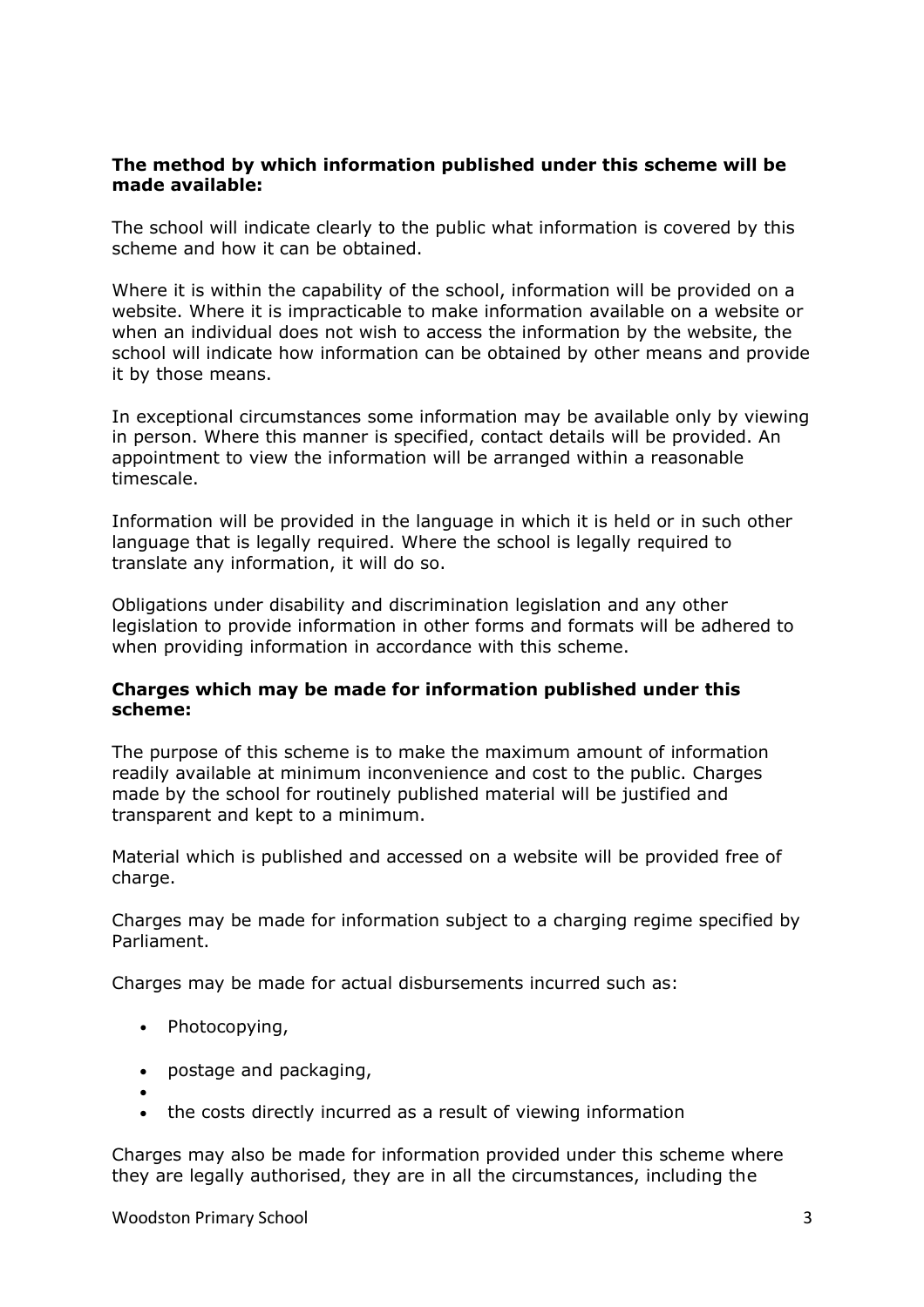**The method by which information published under this scheme will be made available:**

The school will indicate clearly to the public what information is covered by this scheme and how it can be obtained.

Where it is within the capability of the school, information will be provided on a website. Where it is impracticable to make information available on a website or when an individual does not wish to access the information by the website, the school will indicate how information can be obtained by other means and provide it by those means.

In exceptional circumstances some information may be available only by viewing in person. Where this manner is specified, contact details will be provided. An appointment to view the information will be arranged within a reasonable timescale.

Information will be provided in the language in which it is held or in such other language that is legally required. Where the school is legally required to translate any information, it will do so.

Obligations under disability and discrimination legislation and any other legislation to provide information in other forms and formats will be adhered to when providing information in accordance with this scheme.

**Charges which may be made for information published under this scheme:**

The purpose of this scheme is to make the maximum amount of information readily available at minimum inconvenience and cost to the public. Charges made by the school for routinely published material will be justified and transparent and kept to a minimum.

Material which is published and accessed on a website will be provided free of charge.

Charges may be made for information subject to a charging regime specified by Parliament.

Charges may be made for actual disbursements incurred such as:

- Photocopying,
- postage and packaging,
- 
- the costs directly incurred as a result of viewing information

Charges may also be made for information provided under this scheme where they are legally authorised, they are in all the circumstances, including the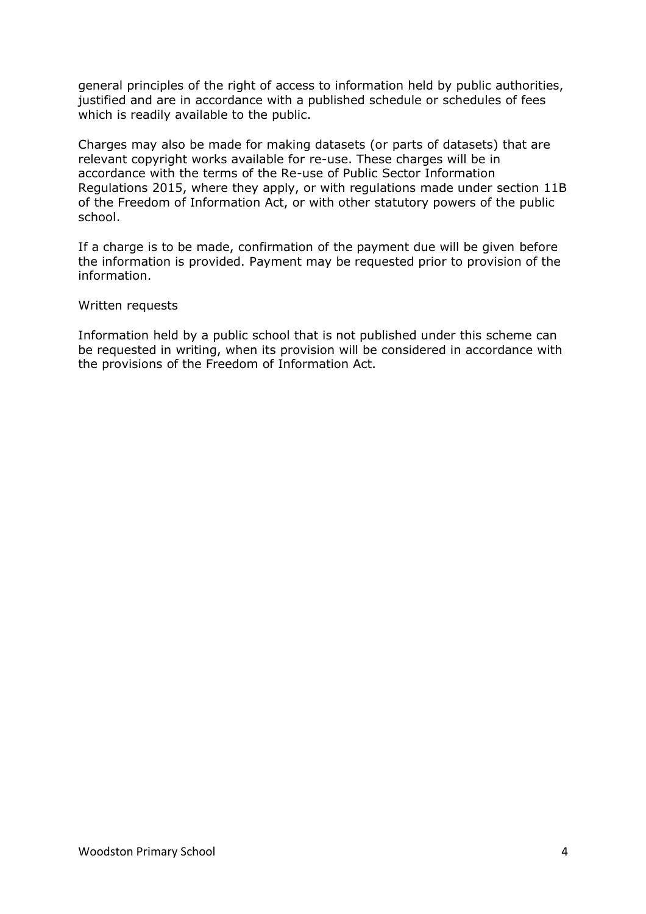general principles of the right of access to information held by public authorities, justified and are in accordance with a published schedule or schedules of fees which is readily available to the public.

Charges may also be made for making datasets (or parts of datasets) that are relevant copyright works available for re-use. These charges will be in accordance with the terms of the Re-use of Public Sector Information Regulations 2015, where they apply, or with regulations made under section 11B of the Freedom of Information Act, or with other statutory powers of the public school.

If a charge is to be made, confirmation of the payment due will be given before the information is provided. Payment may be requested prior to provision of the information.

Written requests

Information held by a public school that is not published under this scheme can be requested in writing, when its provision will be considered in accordance with the provisions of the Freedom of Information Act.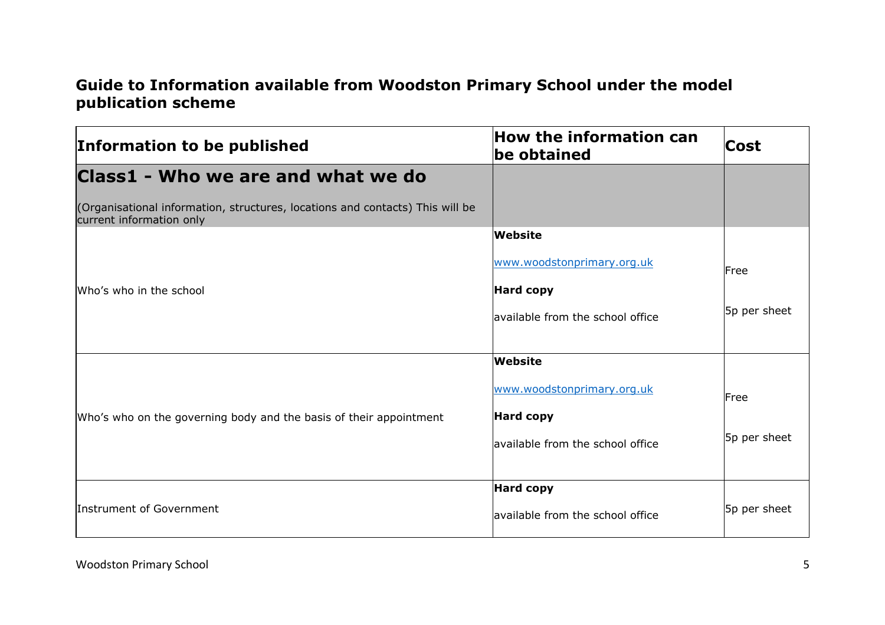## Guide to Information available from Woodston Primary School under the model publication scheme

| Information to be published | How the information can be obtained | Cost |
|---|---|---|
| **Class1 - Who we are and what we do**<br><br>(Organisational information, structures, locations and contacts) This will be current information only | | |
| Who's who in the school | **Website**<br><br>www.woodstonprimary.org.uk<br><br>**Hard copy**<br><br>available from the school office | Free<br><br>5p per sheet |
| Who's who on the governing body and the basis of their appointment | **Website**<br><br>www.woodstonprimary.org.uk<br><br>**Hard copy**<br><br>available from the school office | Free<br><br>5p per sheet |
| Instrument of Government | **Hard copy**<br><br>available from the school office | 5p per sheet |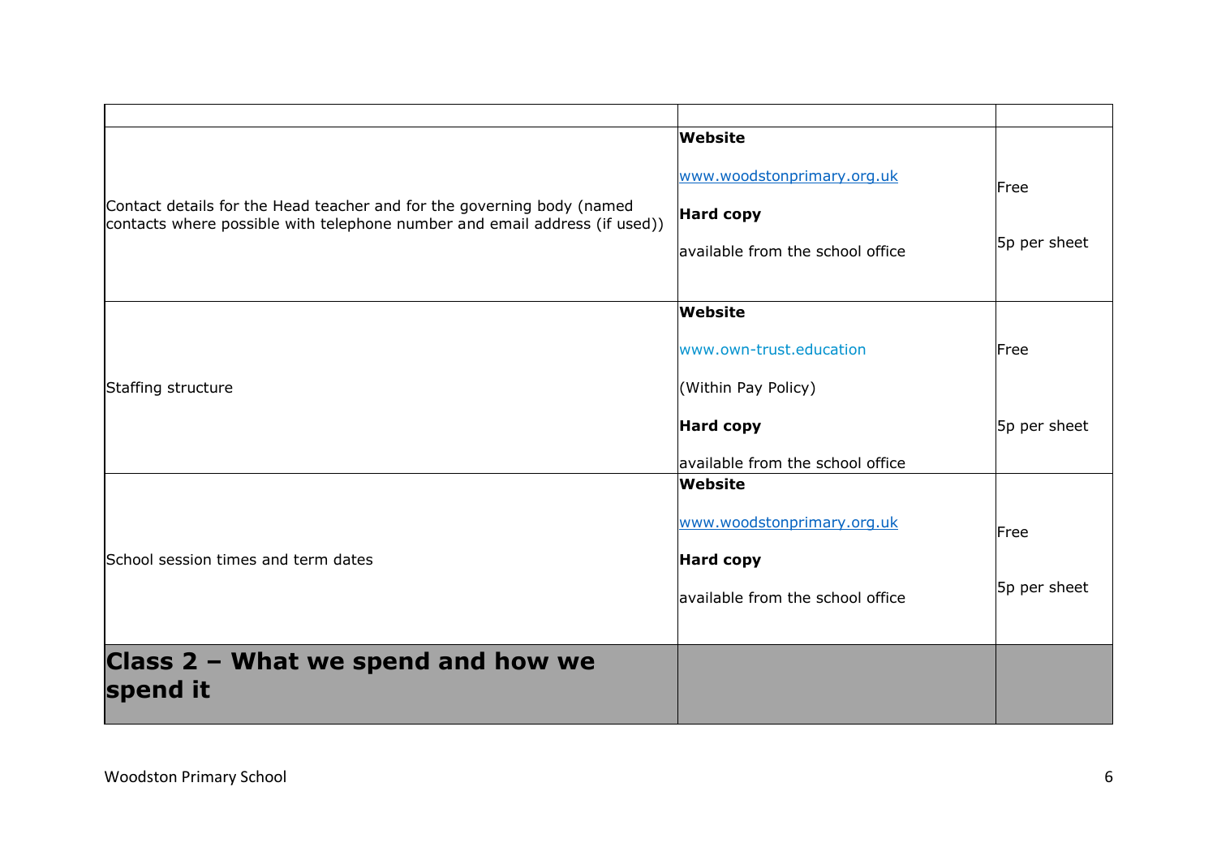| | | |
|---|---|---|
| Contact details for the Head teacher and for the governing body (named contacts where possible with telephone number and email address (if used)) | **Website**<br><br>www.woodstonprimary.org.uk<br><br>**Hard copy**<br><br>available from the school office | Free<br><br>5p per sheet |
| Staffing structure | **Website**<br><br>www.own-trust.education<br><br>(Within Pay Policy)<br><br>**Hard copy**<br><br>available from the school office | Free<br><br>5p per sheet |
| School session times and term dates | **Website**<br><br>www.woodstonprimary.org.uk<br><br>**Hard copy**<br><br>available from the school office | Free<br><br>5p per sheet |
| **Class 2 – What we spend and how we spend it** | | |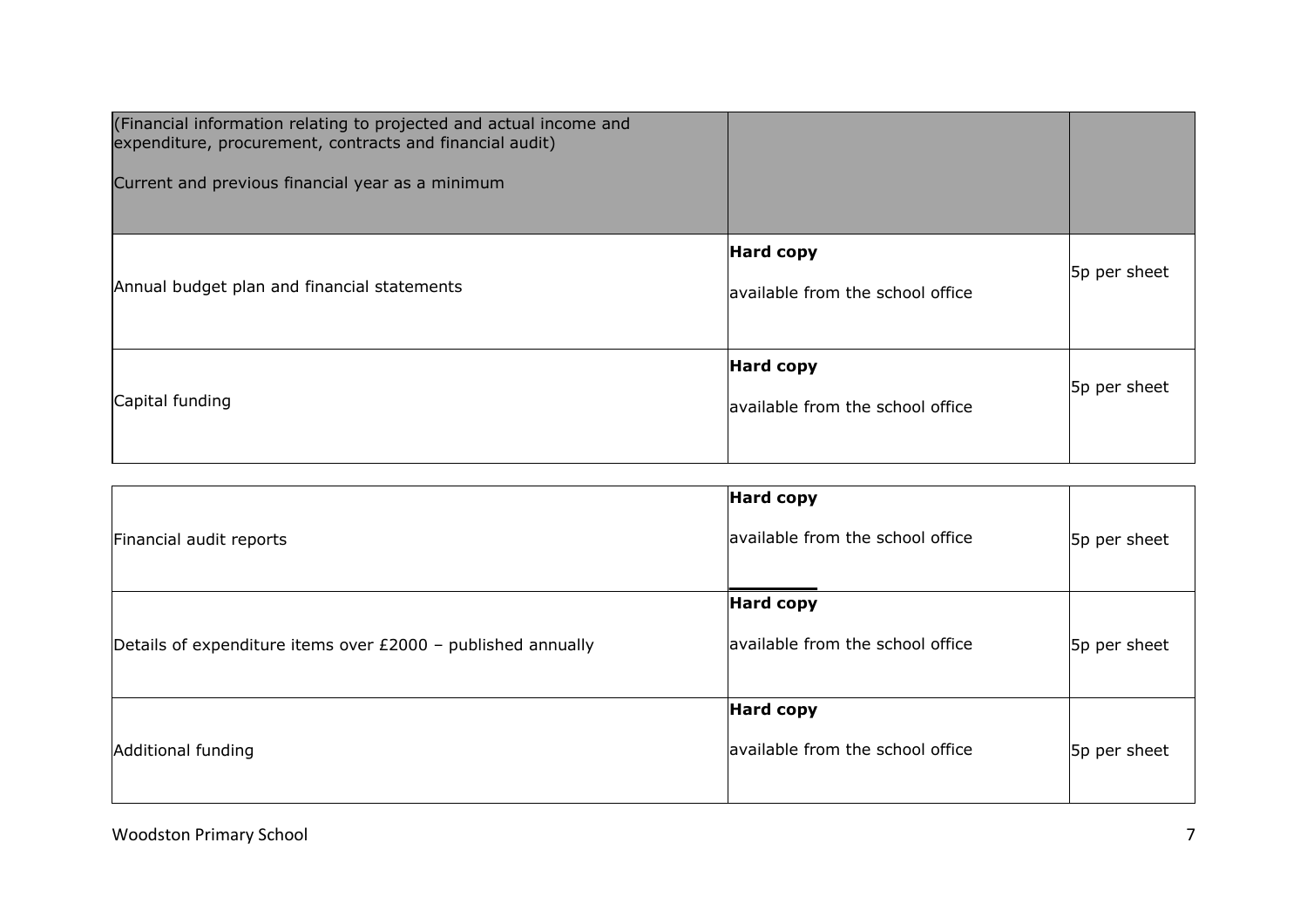| (Financial information relating to projected and actual income and expenditure, procurement, contracts and financial audit)<br><br>Current and previous financial year as a minimum | | |
|---|---|---|
| Annual budget plan and financial statements | **Hard copy**<br><br>available from the school office | 5p per sheet |
| Capital funding | **Hard copy**<br><br>available from the school office | 5p per sheet |
| Financial audit reports | **Hard copy**<br><br>available from the school office | 5p per sheet |
| Details of expenditure items over £2000 – published annually | **Hard copy**<br><br>available from the school office | 5p per sheet |
| Additional funding | **Hard copy**<br><br>available from the school office | 5p per sheet |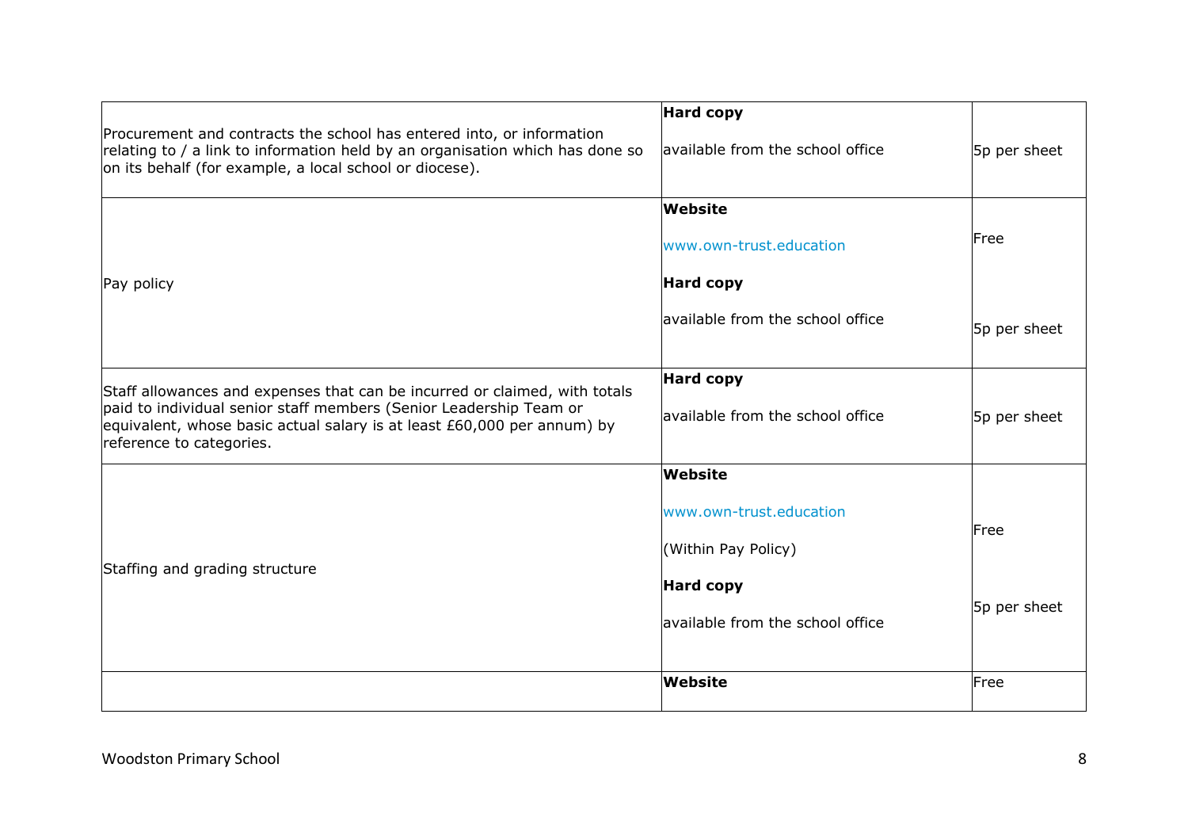| | | |
|---|---|---|
| Procurement and contracts the school has entered into, or information relating to / a link to information held by an organisation which has done so on its behalf (for example, a local school or diocese). | **Hard copy**<br><br>available from the school office | 5p per sheet |
| Pay policy | **Website**<br><br>www.own-trust.education<br><br>**Hard copy**<br><br>available from the school office | Free<br><br>5p per sheet |
| Staff allowances and expenses that can be incurred or claimed, with totals paid to individual senior staff members (Senior Leadership Team or equivalent, whose basic actual salary is at least £60,000 per annum) by reference to categories. | **Hard copy**<br><br>available from the school office | 5p per sheet |
| Staffing and grading structure | **Website**<br><br>www.own-trust.education<br><br>(Within Pay Policy)<br><br>**Hard copy**<br><br>available from the school office | Free<br><br>5p per sheet |
| | **Website** | Free |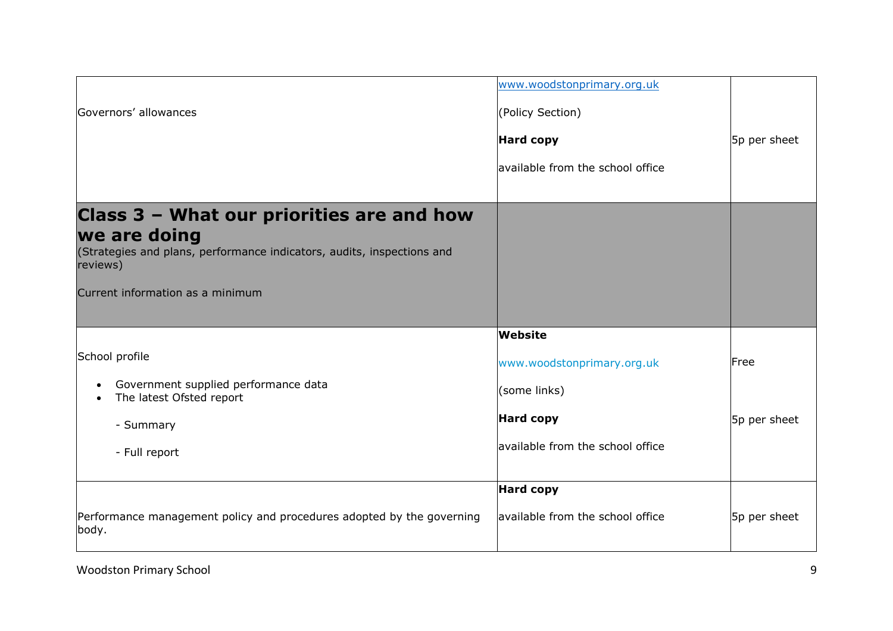| | | |
|---|---|---|
| Governors' allowances | www.woodstonprimary.org.uk<br><br>(Policy Section)<br><br>**Hard copy**<br><br>available from the school office | 5p per sheet |
| **Class 3 – What our priorities are and how we are doing**<br>(Strategies and plans, performance indicators, audits, inspections and reviews)<br><br>Current information as a minimum | | |
| School profile<br><br>• Government supplied performance data<br>• The latest Ofsted report<br><br>- Summary<br><br>- Full report | **Website**<br><br>www.woodstonprimary.org.uk<br><br>(some links)<br><br>**Hard copy**<br><br>available from the school office | Free<br><br>5p per sheet |
| Performance management policy and procedures adopted by the governing body. | **Hard copy**<br><br>available from the school office | 5p per sheet |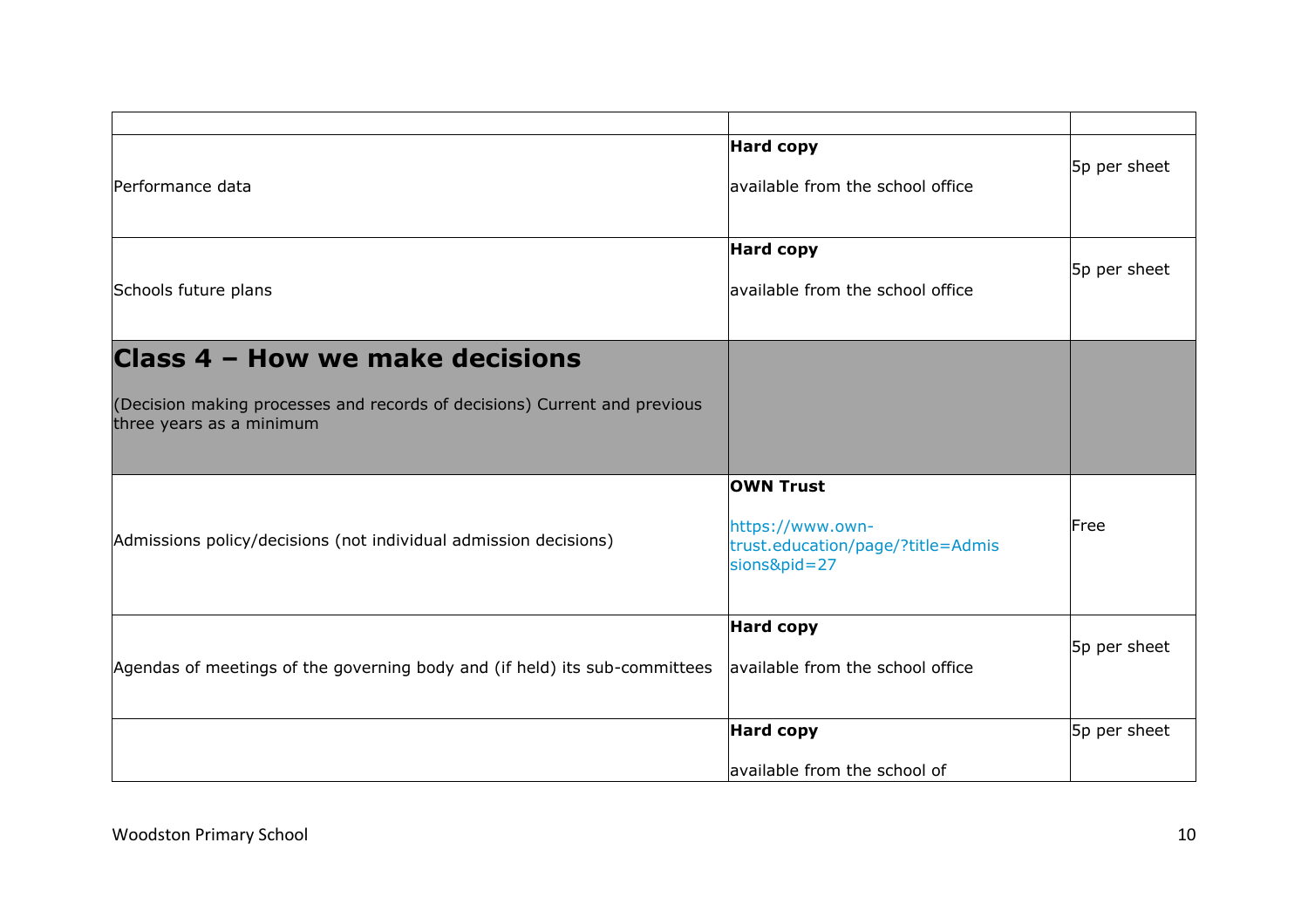| | | |
|---|---|---|
| Performance data | **Hard copy** available from the school office | 5p per sheet |
| Schools future plans | **Hard copy** available from the school office | 5p per sheet |
| **Class 4 – How we make decisions** (Decision making processes and records of decisions) Current and previous three years as a minimum | | |
| Admissions policy/decisions (not individual admission decisions) | **OWN Trust** https://www.own-trust.education/page/?title=Admissions&pid=27 | Free |
| Agendas of meetings of the governing body and (if held) its sub-committees | **Hard copy** available from the school office | 5p per sheet |
| | **Hard copy** available from the school of | 5p per sheet |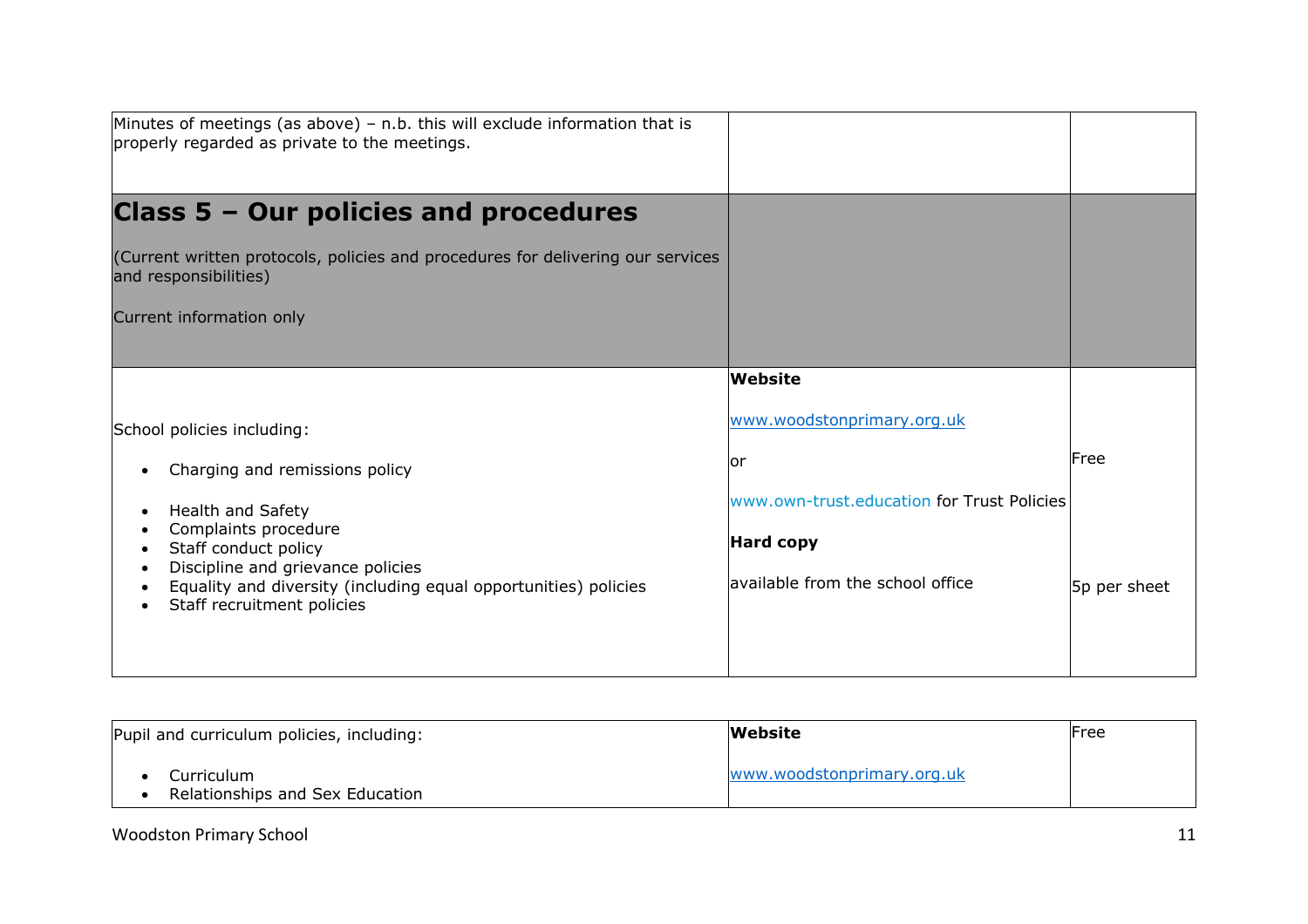| | | |
|---|---|---|
| Minutes of meetings (as above) – n.b. this will exclude information that is properly regarded as private to the meetings. | | |
| **Class 5 – Our policies and procedures**<br><br>(Current written protocols, policies and procedures for delivering our services and responsibilities)<br><br>Current information only | | |
| School policies including:<br>• Charging and remissions policy<br>• Health and Safety<br>• Complaints procedure<br>• Staff conduct policy<br>• Discipline and grievance policies<br>• Equality and diversity (including equal opportunities) policies<br>• Staff recruitment policies | **Website**<br><br>www.woodstonprimary.org.uk<br><br>or<br><br>www.own-trust.education for Trust Policies<br><br>**Hard copy**<br><br>available from the school office | Free<br><br><br><br><br>5p per sheet |

| | | |
|---|---|---|
| Pupil and curriculum policies, including:<br>• Curriculum<br>• Relationships and Sex Education | **Website**<br><br>www.woodstonprimary.org.uk | Free |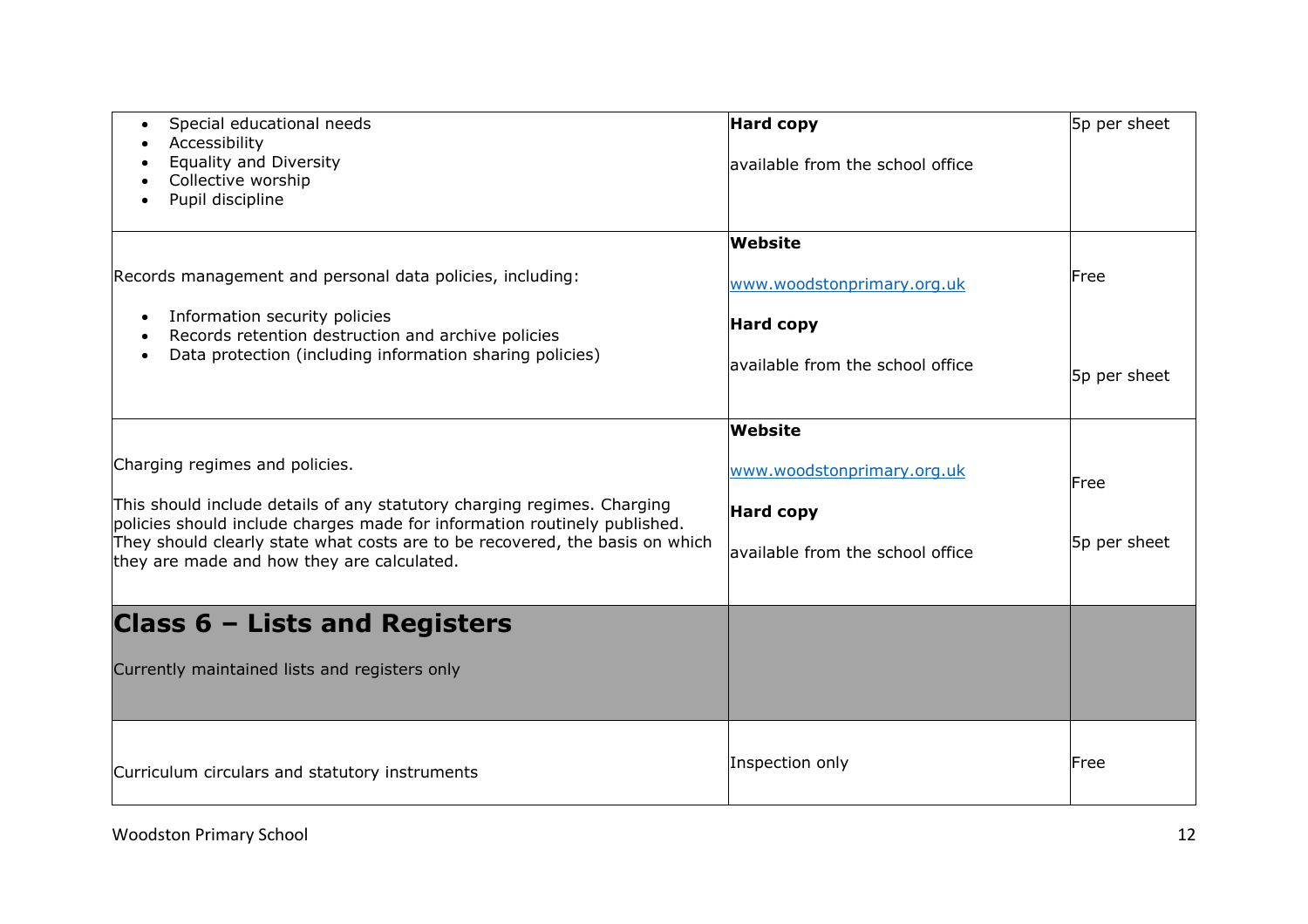| | | |
|---|---|---|
| <ul><li>Special educational needs</li><li>Accessibility</li><li>Equality and Diversity</li><li>Collective worship</li><li>Pupil discipline</li></ul> | **Hard copy**<br><br>available from the school office | 5p per sheet |
| Records management and personal data policies, including:<br><ul><li>Information security policies</li><li>Records retention destruction and archive policies</li><li>Data protection (including information sharing policies)</li></ul> | **Website**<br><br>[www.woodstonprimary.org.uk](http://www.woodstonprimary.org.uk)<br><br>**Hard copy**<br><br>available from the school office | Free<br><br>5p per sheet |
| Charging regimes and policies.<br><br>This should include details of any statutory charging regimes. Charging policies should include charges made for information routinely published. They should clearly state what costs are to be recovered, the basis on which they are made and how they are calculated. | **Website**<br><br>[www.woodstonprimary.org.uk](http://www.woodstonprimary.org.uk)<br><br>**Hard copy**<br><br>available from the school office | Free<br><br>5p per sheet |
| **Class 6 – Lists and Registers**<br><br>Currently maintained lists and registers only | | |
| Curriculum circulars and statutory instruments | Inspection only | Free |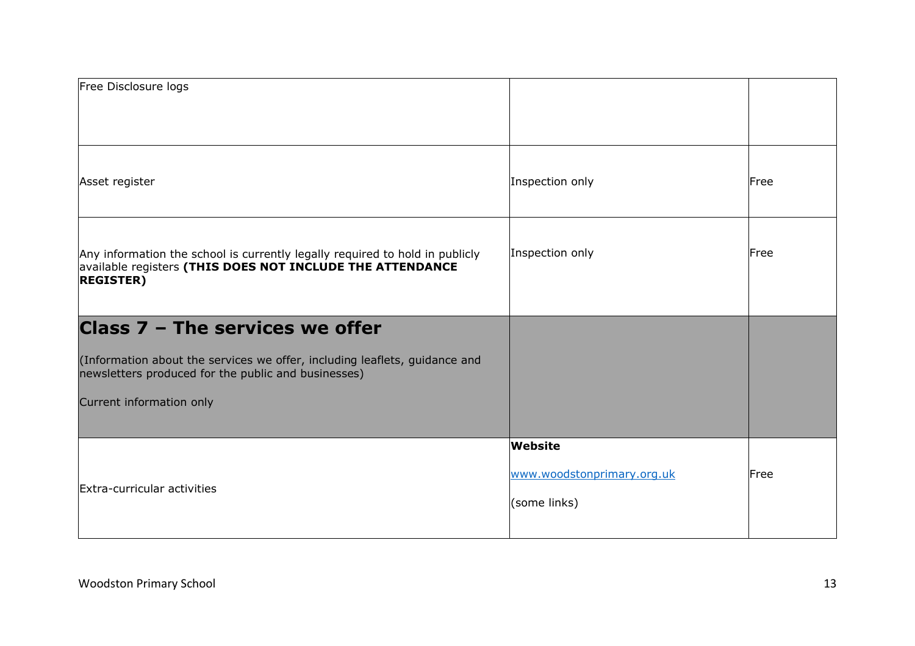| Free Disclosure logs | | |
|---|---|---|
| Asset register | Inspection only | Free |
| Any information the school is currently legally required to hold in publicly available registers **(THIS DOES NOT INCLUDE THE ATTENDANCE REGISTER)** | Inspection only | Free |
| **Class 7 – The services we offer**<br><br>(Information about the services we offer, including leaflets, guidance and newsletters produced for the public and businesses)<br><br>Current information only | | |
| Extra-curricular activities | **Website**<br><br>www.woodstonprimary.org.uk<br><br>(some links) | Free |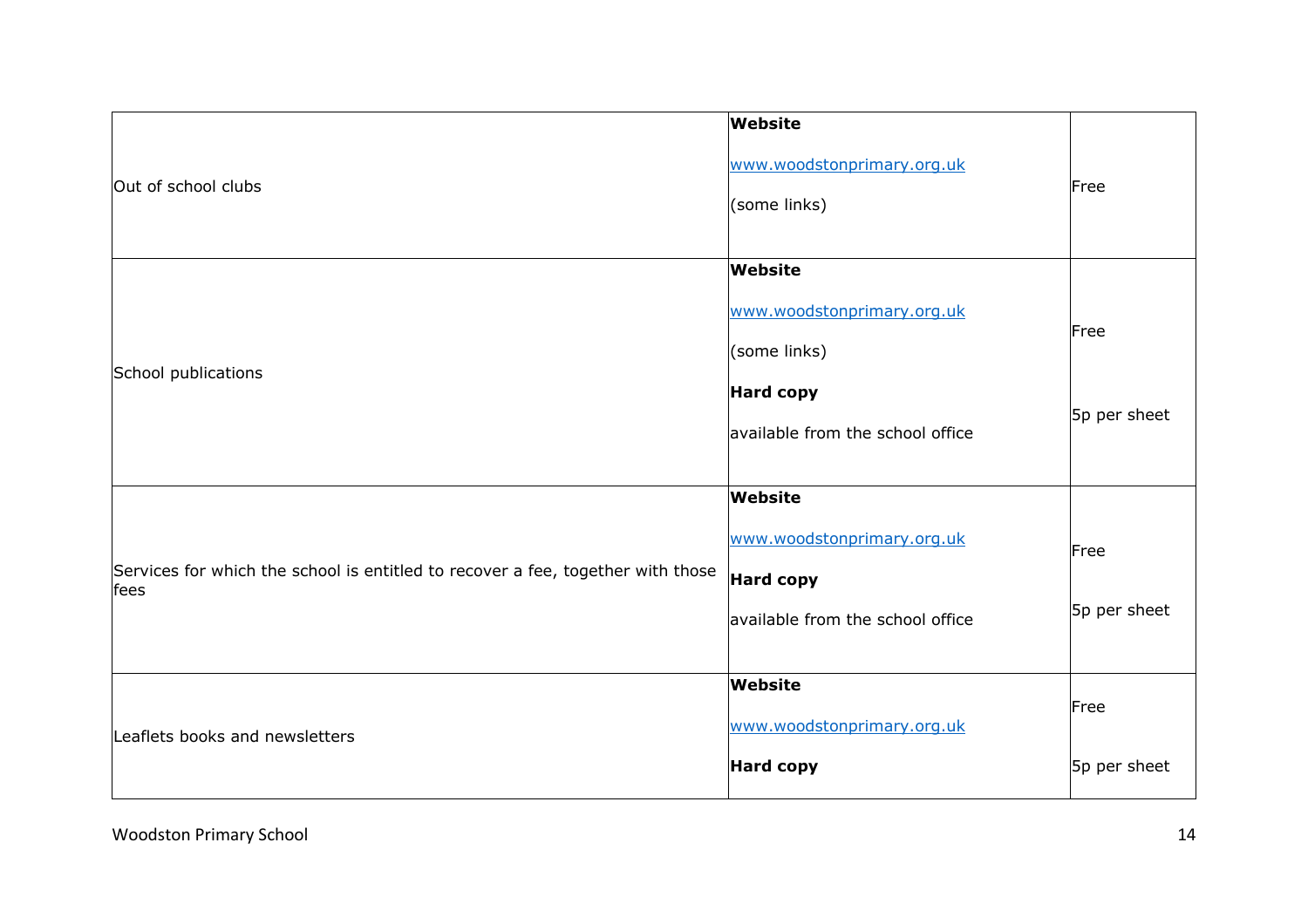| | | |
|---|---|---|
| Out of school clubs | **Website**<br>[www.woodstonprimary.org.uk](http://www.woodstonprimary.org.uk)<br>(some links) | Free |
| School publications | **Website**<br>[www.woodstonprimary.org.uk](http://www.woodstonprimary.org.uk)<br>(some links)<br>**Hard copy**<br>available from the school office | Free<br><br>5p per sheet |
| Services for which the school is entitled to recover a fee, together with those fees | **Website**<br>[www.woodstonprimary.org.uk](http://www.woodstonprimary.org.uk)<br>**Hard copy**<br>available from the school office | Free<br><br>5p per sheet |
| Leaflets books and newsletters | **Website**<br>[www.woodstonprimary.org.uk](http://www.woodstonprimary.org.uk)<br>**Hard copy** | Free<br><br>5p per sheet |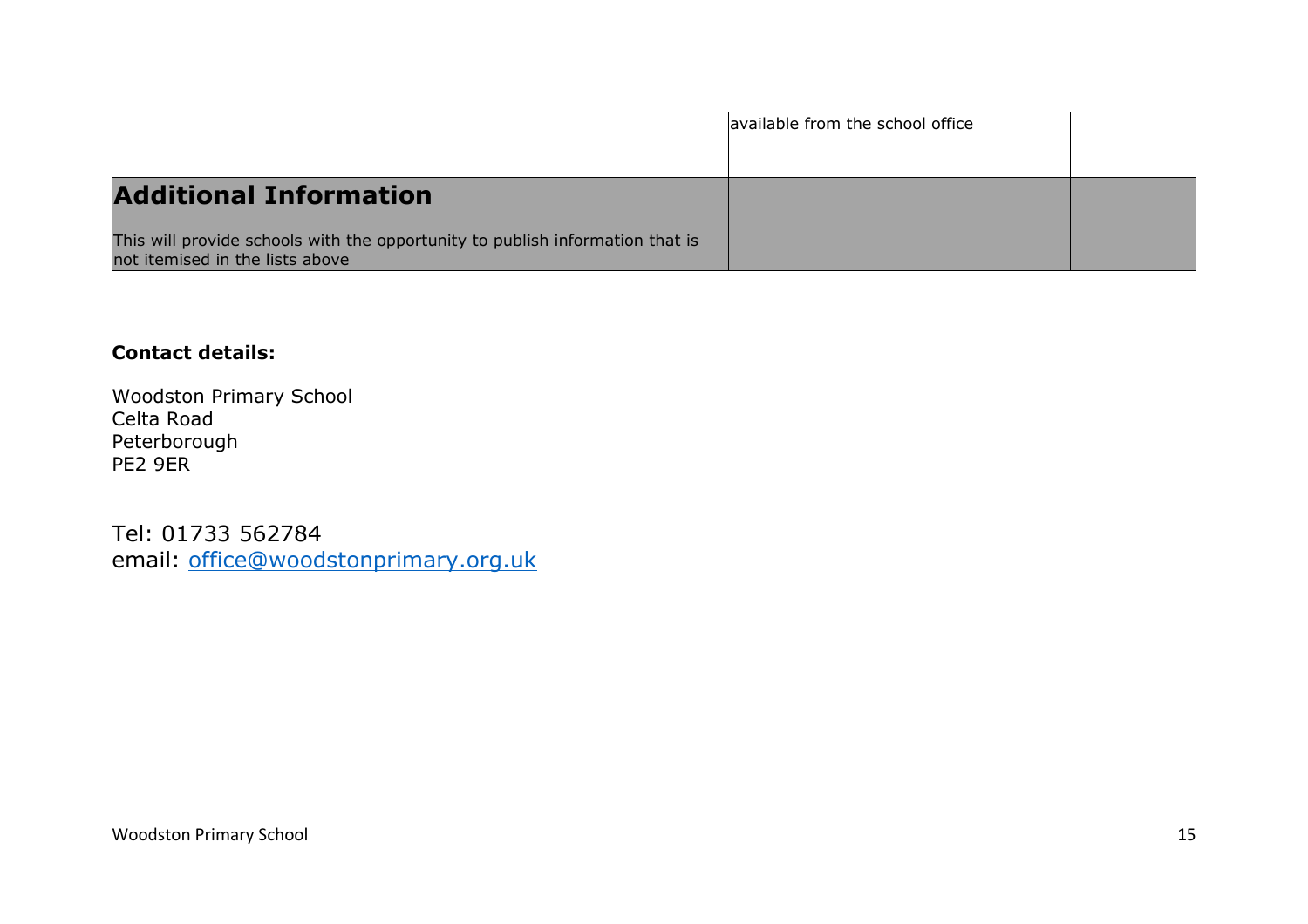|  | available from the school office |  |
|---|---|---|
| **Additional Information**<br><br>This will provide schools with the opportunity to publish information that is not itemised in the lists above |  |  |

**Contact details:**

Woodston Primary School
Celta Road
Peterborough
PE2 9ER

Tel: 01733 562784
email: [office@woodstonprimary.org.uk](mailto:office@woodstonprimary.org.uk)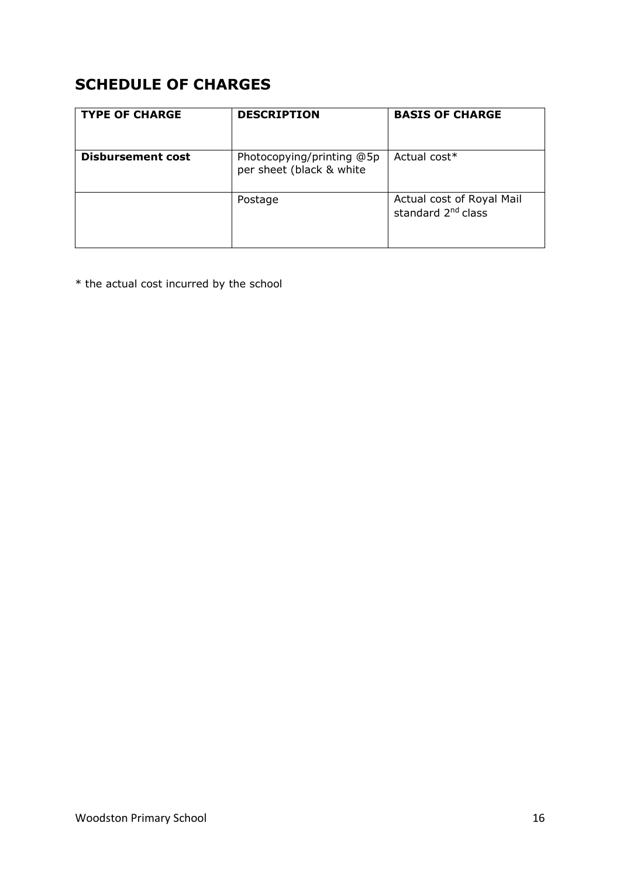## SCHEDULE OF CHARGES

| TYPE OF CHARGE | DESCRIPTION | BASIS OF CHARGE |
|---|---|---|
| **Disbursement cost** | Photocopying/printing @5p per sheet (black & white | Actual cost* |
| | Postage | Actual cost of Royal Mail standard 2nd class |

* the actual cost incurred by the school